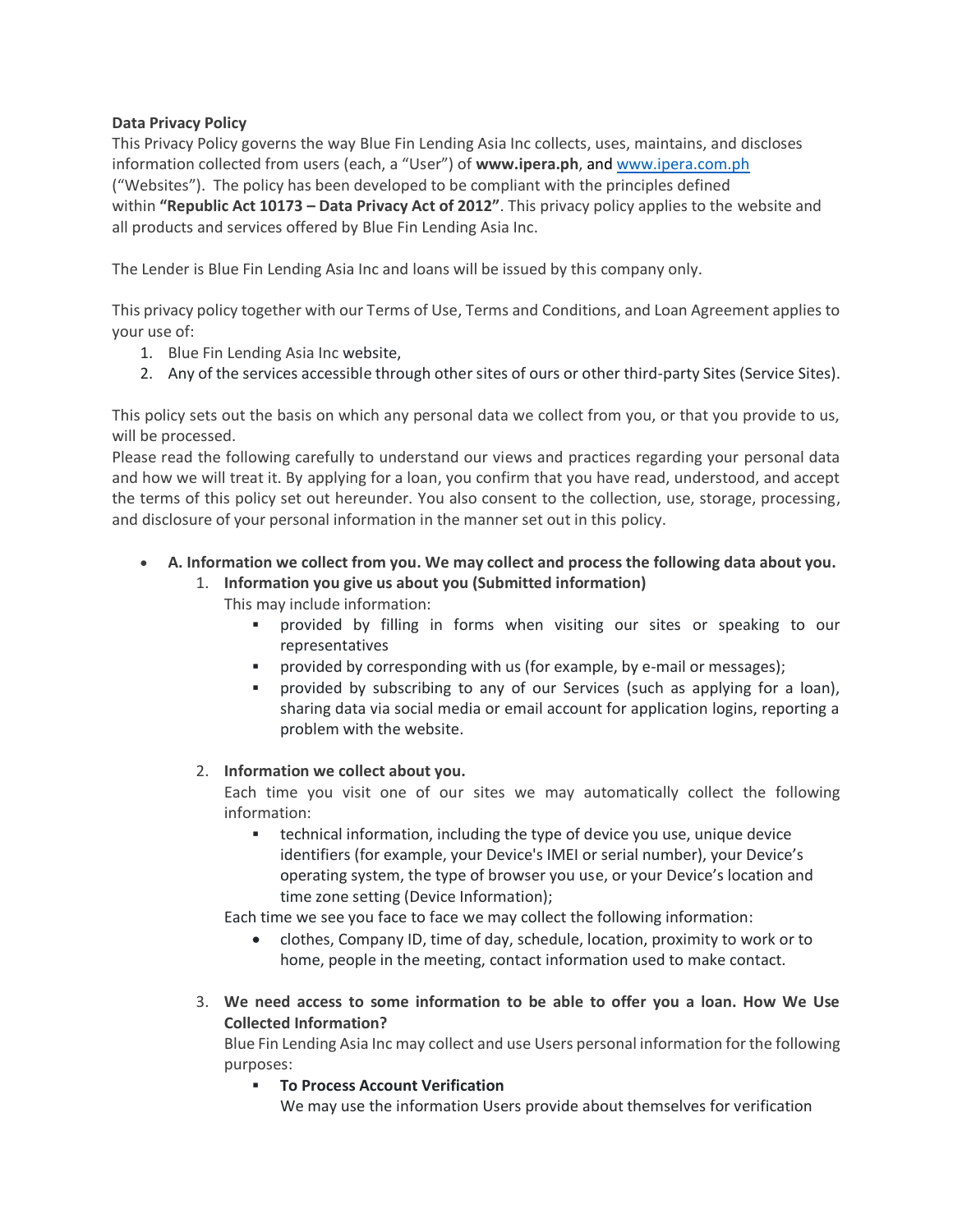**Data Privacy Policy**

This Privacy Policy governs the way Blue Fin Lending Asia Inc collects, uses, maintains, and discloses information collected from users (each, a "User") of **www.ipera.ph**, and [www.ipera.com.ph](www.ipera.com.ph) ("Websites"). The policy has been developed to be compliant with the principles defined within **"Republic Act 10173 – Data Privacy Act of 2012"**. This privacy policy applies to the website and all products and services offered by Blue Fin Lending Asia Inc.

The Lender is Blue Fin Lending Asia Inc and loans will be issued by this company only.

This privacy policy together with our Terms of Use, Terms and Conditions, and Loan Agreement applies to your use of:

1. Blue Fin Lending Asia Inc website,
2. Any of the services accessible through other sites of ours or other third-party Sites (Service Sites).

This policy sets out the basis on which any personal data we collect from you, or that you provide to us, will be processed.
Please read the following carefully to understand our views and practices regarding your personal data and how we will treat it. By applying for a loan, you confirm that you have read, understood, and accept the terms of this policy set out hereunder. You also consent to the collection, use, storage, processing, and disclosure of your personal information in the manner set out in this policy.

- **A. Information we collect from you. We may collect and process the following data about you.**
  1. **Information you give us about you (Submitted information)**
     This may include information:
     - provided by filling in forms when visiting our sites or speaking to our representatives
     - provided by corresponding with us (for example, by e-mail or messages);
     - provided by subscribing to any of our Services (such as applying for a loan), sharing data via social media or email account for application logins, reporting a problem with the website.

  2. **Information we collect about you.**
     Each time you visit one of our sites we may automatically collect the following information:
     - technical information, including the type of device you use, unique device identifiers (for example, your Device's IMEI or serial number), your Device's operating system, the type of browser you use, or your Device's location and time zone setting (Device Information);

     Each time we see you face to face we may collect the following information:
     - clothes, Company ID, time of day, schedule, location, proximity to work or to home, people in the meeting, contact information used to make contact.

  3. **We need access to some information to be able to offer you a loan. How We Use Collected Information?**
     Blue Fin Lending Asia Inc may collect and use Users personal information for the following purposes:
     - **To Process Account Verification**
       We may use the information Users provide about themselves for verification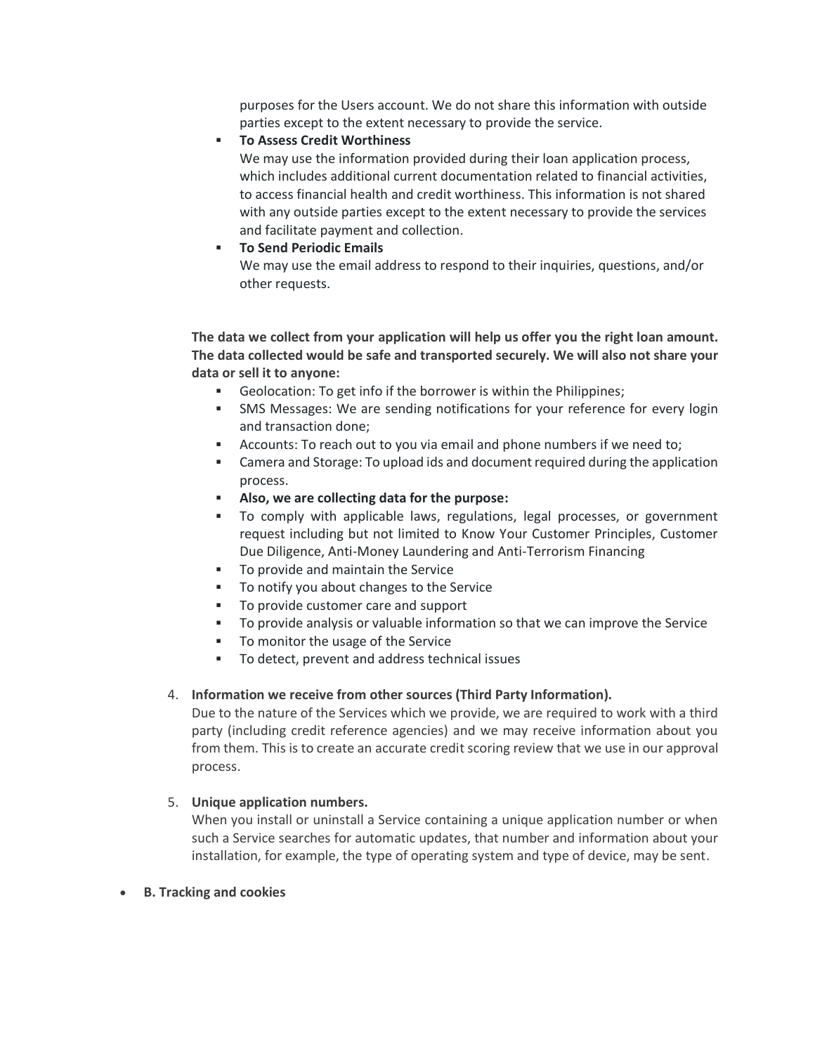purposes for the Users account. We do not share this information with outside parties except to the extent necessary to provide the service.

- **To Assess Credit Worthiness**
  We may use the information provided during their loan application process, which includes additional current documentation related to financial activities, to access financial health and credit worthiness. This information is not shared with any outside parties except to the extent necessary to provide the services and facilitate payment and collection.
- **To Send Periodic Emails**
  We may use the email address to respond to their inquiries, questions, and/or other requests.

**The data we collect from your application will help us offer you the right loan amount. The data collected would be safe and transported securely. We will also not share your data or sell it to anyone:**

- Geolocation: To get info if the borrower is within the Philippines;
- SMS Messages: We are sending notifications for your reference for every login and transaction done;
- Accounts: To reach out to you via email and phone numbers if we need to;
- Camera and Storage: To upload ids and document required during the application process.
- **Also, we are collecting data for the purpose:**
- To comply with applicable laws, regulations, legal processes, or government request including but not limited to Know Your Customer Principles, Customer Due Diligence, Anti-Money Laundering and Anti-Terrorism Financing
- To provide and maintain the Service
- To notify you about changes to the Service
- To provide customer care and support
- To provide analysis or valuable information so that we can improve the Service
- To monitor the usage of the Service
- To detect, prevent and address technical issues

4. **Information we receive from other sources (Third Party Information).**
   Due to the nature of the Services which we provide, we are required to work with a third party (including credit reference agencies) and we may receive information about you from them. This is to create an accurate credit scoring review that we use in our approval process.

5. **Unique application numbers.**
   When you install or uninstall a Service containing a unique application number or when such a Service searches for automatic updates, that number and information about your installation, for example, the type of operating system and type of device, may be sent.

- **B. Tracking and cookies**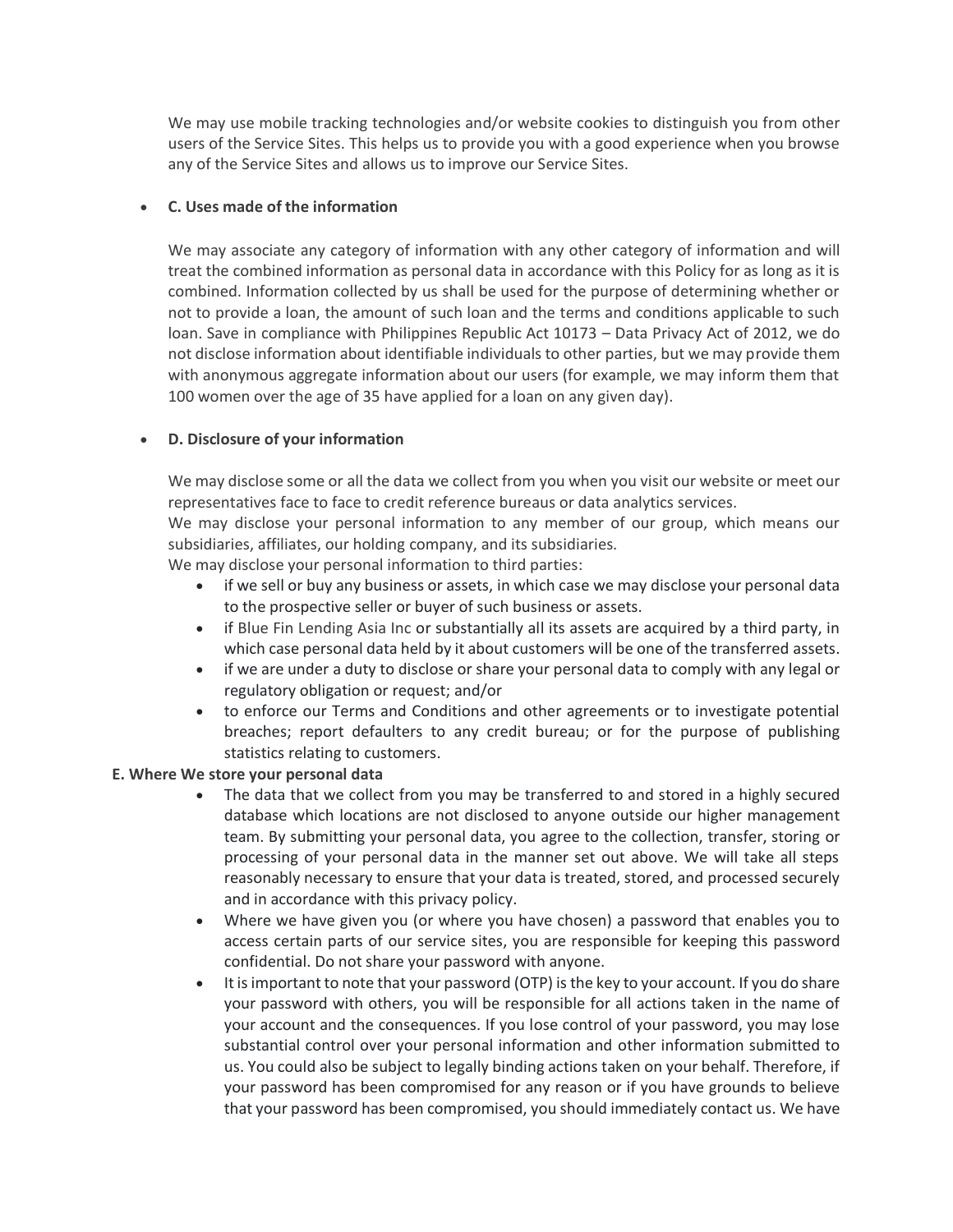We may use mobile tracking technologies and/or website cookies to distinguish you from other users of the Service Sites. This helps us to provide you with a good experience when you browse any of the Service Sites and allows us to improve our Service Sites.

- **C. Uses made of the information**

  We may associate any category of information with any other category of information and will treat the combined information as personal data in accordance with this Policy for as long as it is combined. Information collected by us shall be used for the purpose of determining whether or not to provide a loan, the amount of such loan and the terms and conditions applicable to such loan. Save in compliance with Philippines Republic Act 10173 – Data Privacy Act of 2012, we do not disclose information about identifiable individuals to other parties, but we may provide them with anonymous aggregate information about our users (for example, we may inform them that 100 women over the age of 35 have applied for a loan on any given day).

- **D. Disclosure of your information**

  We may disclose some or all the data we collect from you when you visit our website or meet our representatives face to face to credit reference bureaus or data analytics services.
  We may disclose your personal information to any member of our group, which means our subsidiaries, affiliates, our holding company, and its subsidiaries.
  We may disclose your personal information to third parties:
  - if we sell or buy any business or assets, in which case we may disclose your personal data to the prospective seller or buyer of such business or assets.
  - if Blue Fin Lending Asia Inc or substantially all its assets are acquired by a third party, in which case personal data held by it about customers will be one of the transferred assets.
  - if we are under a duty to disclose or share your personal data to comply with any legal or regulatory obligation or request; and/or
  - to enforce our Terms and Conditions and other agreements or to investigate potential breaches; report defaulters to any credit bureau; or for the purpose of publishing statistics relating to customers.

**E. Where We store your personal data**

- The data that we collect from you may be transferred to and stored in a highly secured database which locations are not disclosed to anyone outside our higher management team. By submitting your personal data, you agree to the collection, transfer, storing or processing of your personal data in the manner set out above. We will take all steps reasonably necessary to ensure that your data is treated, stored, and processed securely and in accordance with this privacy policy.
- Where we have given you (or where you have chosen) a password that enables you to access certain parts of our service sites, you are responsible for keeping this password confidential. Do not share your password with anyone.
- It is important to note that your password (OTP) is the key to your account. If you do share your password with others, you will be responsible for all actions taken in the name of your account and the consequences. If you lose control of your password, you may lose substantial control over your personal information and other information submitted to us. You could also be subject to legally binding actions taken on your behalf. Therefore, if your password has been compromised for any reason or if you have grounds to believe that your password has been compromised, you should immediately contact us. We have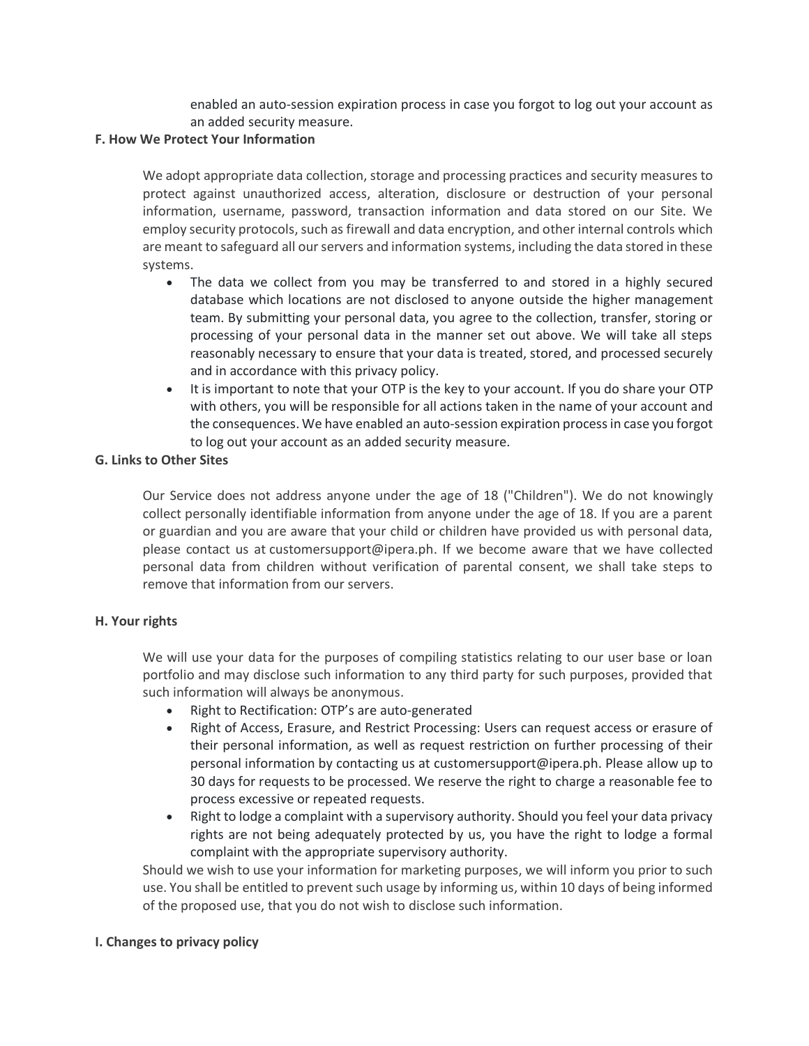enabled an auto-session expiration process in case you forgot to log out your account as an added security measure.

**F. How We Protect Your Information**

We adopt appropriate data collection, storage and processing practices and security measures to protect against unauthorized access, alteration, disclosure or destruction of your personal information, username, password, transaction information and data stored on our Site. We employ security protocols, such as firewall and data encryption, and other internal controls which are meant to safeguard all our servers and information systems, including the data stored in these systems.

- The data we collect from you may be transferred to and stored in a highly secured database which locations are not disclosed to anyone outside the higher management team. By submitting your personal data, you agree to the collection, transfer, storing or processing of your personal data in the manner set out above. We will take all steps reasonably necessary to ensure that your data is treated, stored, and processed securely and in accordance with this privacy policy.
- It is important to note that your OTP is the key to your account. If you do share your OTP with others, you will be responsible for all actions taken in the name of your account and the consequences. We have enabled an auto-session expiration process in case you forgot to log out your account as an added security measure.

**G. Links to Other Sites**

Our Service does not address anyone under the age of 18 ("Children"). We do not knowingly collect personally identifiable information from anyone under the age of 18. If you are a parent or guardian and you are aware that your child or children have provided us with personal data, please contact us at customersupport@ipera.ph. If we become aware that we have collected personal data from children without verification of parental consent, we shall take steps to remove that information from our servers.

**H. Your rights**

We will use your data for the purposes of compiling statistics relating to our user base or loan portfolio and may disclose such information to any third party for such purposes, provided that such information will always be anonymous.

- Right to Rectification: OTP's are auto-generated
- Right of Access, Erasure, and Restrict Processing: Users can request access or erasure of their personal information, as well as request restriction on further processing of their personal information by contacting us at customersupport@ipera.ph. Please allow up to 30 days for requests to be processed. We reserve the right to charge a reasonable fee to process excessive or repeated requests.
- Right to lodge a complaint with a supervisory authority. Should you feel your data privacy rights are not being adequately protected by us, you have the right to lodge a formal complaint with the appropriate supervisory authority.

Should we wish to use your information for marketing purposes, we will inform you prior to such use. You shall be entitled to prevent such usage by informing us, within 10 days of being informed of the proposed use, that you do not wish to disclose such information.

**I. Changes to privacy policy**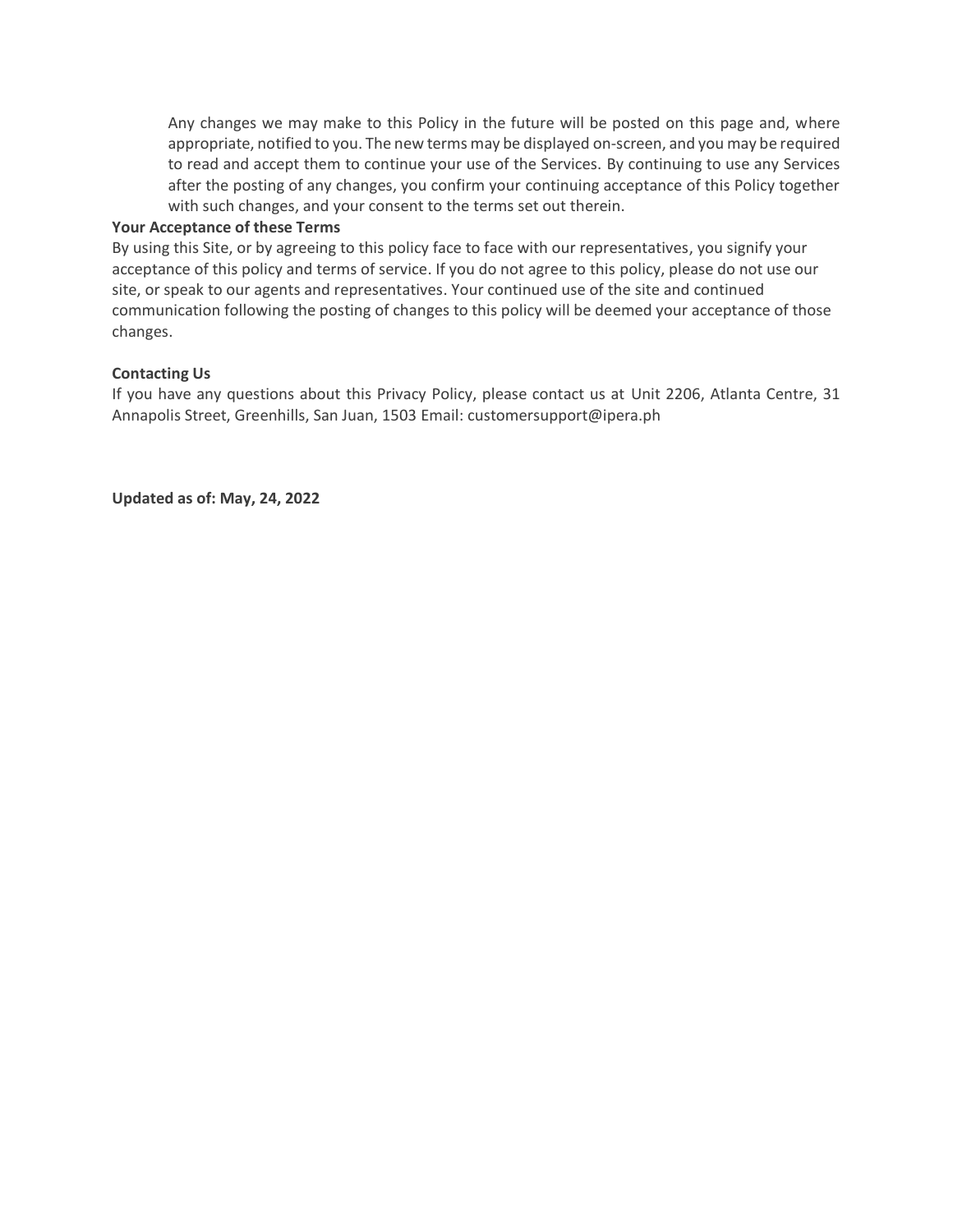Any changes we may make to this Policy in the future will be posted on this page and, where appropriate, notified to you. The new terms may be displayed on-screen, and you may be required to read and accept them to continue your use of the Services. By continuing to use any Services after the posting of any changes, you confirm your continuing acceptance of this Policy together with such changes, and your consent to the terms set out therein.

**Your Acceptance of these Terms**

By using this Site, or by agreeing to this policy face to face with our representatives, you signify your acceptance of this policy and terms of service. If you do not agree to this policy, please do not use our site, or speak to our agents and representatives. Your continued use of the site and continued communication following the posting of changes to this policy will be deemed your acceptance of those changes.

**Contacting Us**

If you have any questions about this Privacy Policy, please contact us at Unit 2206, Atlanta Centre, 31 Annapolis Street, Greenhills, San Juan, 1503 Email: customersupport@ipera.ph

**Updated as of: May, 24, 2022**